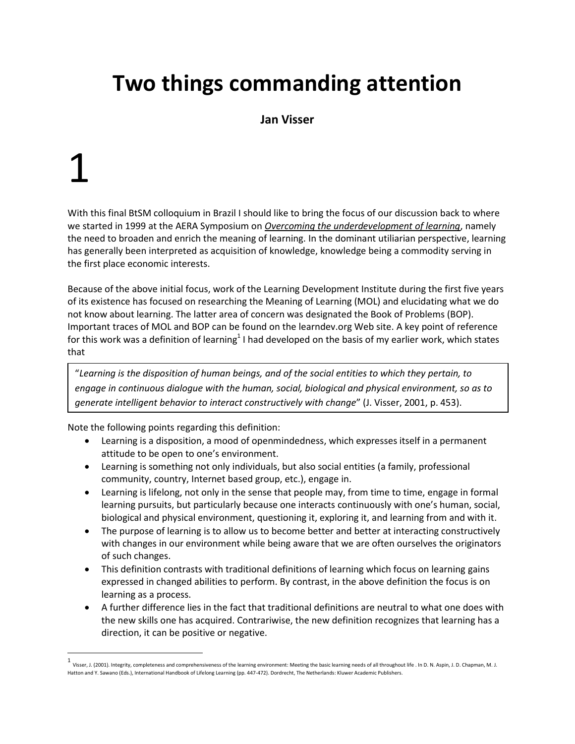# Two things commanding attention

**Jan Visser**

# 1

With this final BtSM colloquium in Brazil I should like to bring the focus of our discussion back to where we started in 1999 at the AERA Symposium on *Overcoming the underdevelopment of learning*, namely the need to broaden and enrich the meaning of learning. In the dominant utiliarian perspective, learning has generally been interpreted as acquisition of knowledge, knowledge being a commodity serving in the first place economic interests.

Because of the above initial focus, work of the Learning Development Institute during the first five years of its existence has focused on researching the Meaning of Learning (MOL) and elucidating what we do not know about learning. The latter area of concern was designated the Book of Problems (BOP). Important traces of MOL and BOP can be found on the learndev.org Web site. A key point of reference for this work was a definition of learning[1] I had developed on the basis of my earlier work, which states that

> "*Learning is the disposition of human beings, and of the social entities to which they pertain, to engage in continuous dialogue with the human, social, biological and physical environment, so as to generate intelligent behavior to interact constructively with change*" (J. Visser, 2001, p. 453).

Note the following points regarding this definition:

- Learning is a disposition, a mood of openmindedness, which expresses itself in a permanent attitude to be open to one's environment.
- Learning is something not only individuals, but also social entities (a family, professional community, country, Internet based group, etc.), engage in.
- Learning is lifelong, not only in the sense that people may, from time to time, engage in formal learning pursuits, but particularly because one interacts continuously with one's human, social, biological and physical environment, questioning it, exploring it, and learning from and with it.
- The purpose of learning is to allow us to become better and better at interacting constructively with changes in our environment while being aware that we are often ourselves the originators of such changes.
- This definition contrasts with traditional definitions of learning which focus on learning gains expressed in changed abilities to perform. By contrast, in the above definition the focus is on learning as a process.
- A further difference lies in the fact that traditional definitions are neutral to what one does with the new skills one has acquired. Contrariwise, the new definition recognizes that learning has a direction, it can be positive or negative.

---

[1] Visser, J. (2001). Integrity, completeness and comprehensiveness of the learning environment: Meeting the basic learning needs of all throughout life . In D. N. Aspin, J. D. Chapman, M. J. Hatton and Y. Sawano (Eds.), International Handbook of Lifelong Learning (pp. 447-472). Dordrecht, The Netherlands: Kluwer Academic Publishers.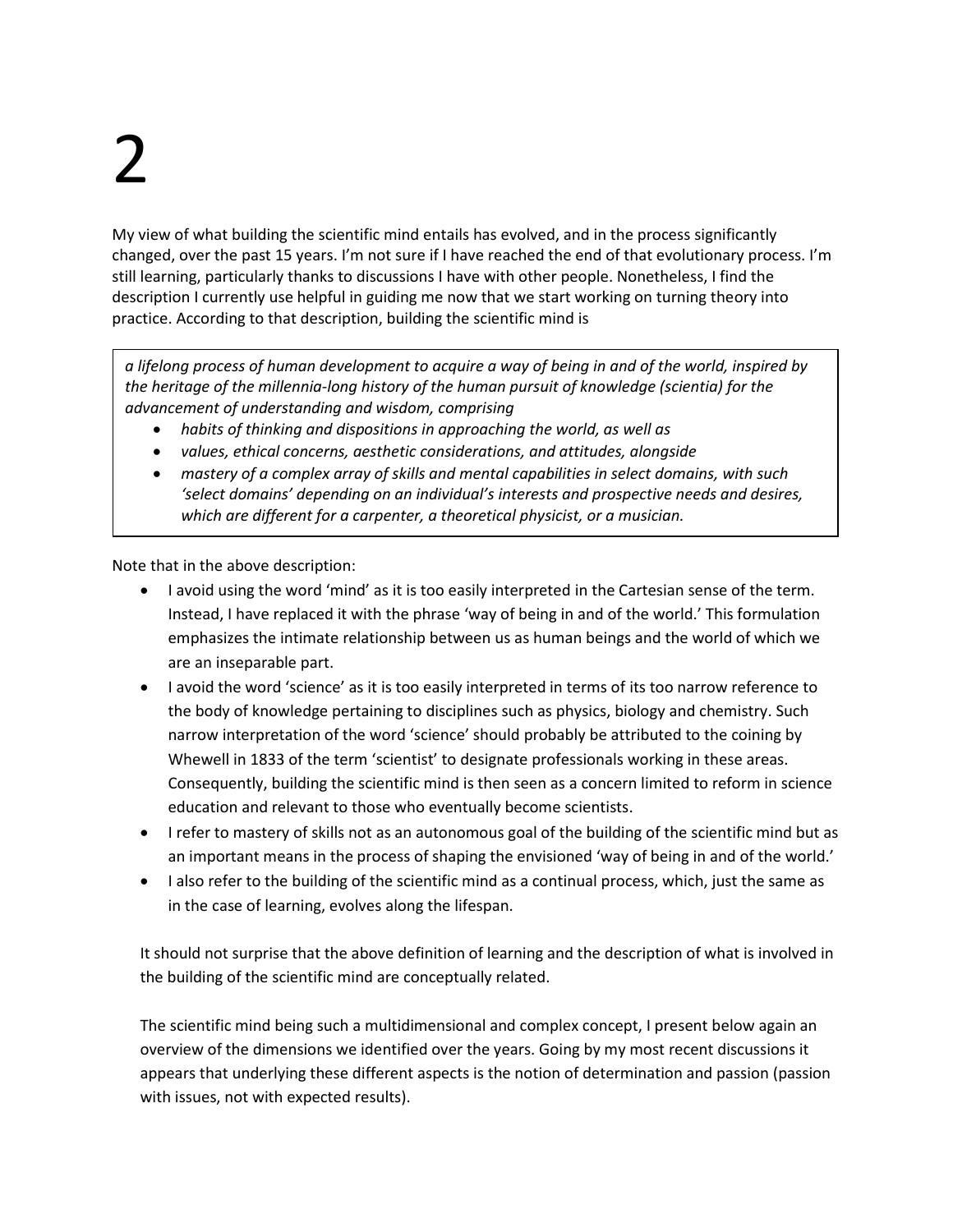# 2

My view of what building the scientific mind entails has evolved, and in the process significantly changed, over the past 15 years. I'm not sure if I have reached the end of that evolutionary process. I'm still learning, particularly thanks to discussions I have with other people. Nonetheless, I find the description I currently use helpful in guiding me now that we start working on turning theory into practice. According to that description, building the scientific mind is

> *a lifelong process of human development to acquire a way of being in and of the world, inspired by the heritage of the millennia-long history of the human pursuit of knowledge (scientia) for the advancement of understanding and wisdom, comprising*
>
> - *habits of thinking and dispositions in approaching the world, as well as*
> - *values, ethical concerns, aesthetic considerations, and attitudes, alongside*
> - *mastery of a complex array of skills and mental capabilities in select domains, with such 'select domains' depending on an individual's interests and prospective needs and desires, which are different for a carpenter, a theoretical physicist, or a musician.*

Note that in the above description:

- I avoid using the word 'mind' as it is too easily interpreted in the Cartesian sense of the term. Instead, I have replaced it with the phrase 'way of being in and of the world.' This formulation emphasizes the intimate relationship between us as human beings and the world of which we are an inseparable part.
- I avoid the word 'science' as it is too easily interpreted in terms of its too narrow reference to the body of knowledge pertaining to disciplines such as physics, biology and chemistry. Such narrow interpretation of the word 'science' should probably be attributed to the coining by Whewell in 1833 of the term 'scientist' to designate professionals working in these areas. Consequently, building the scientific mind is then seen as a concern limited to reform in science education and relevant to those who eventually become scientists.
- I refer to mastery of skills not as an autonomous goal of the building of the scientific mind but as an important means in the process of shaping the envisioned 'way of being in and of the world.'
- I also refer to the building of the scientific mind as a continual process, which, just the same as in the case of learning, evolves along the lifespan.

It should not surprise that the above definition of learning and the description of what is involved in the building of the scientific mind are conceptually related.

The scientific mind being such a multidimensional and complex concept, I present below again an overview of the dimensions we identified over the years. Going by my most recent discussions it appears that underlying these different aspects is the notion of determination and passion (passion with issues, not with expected results).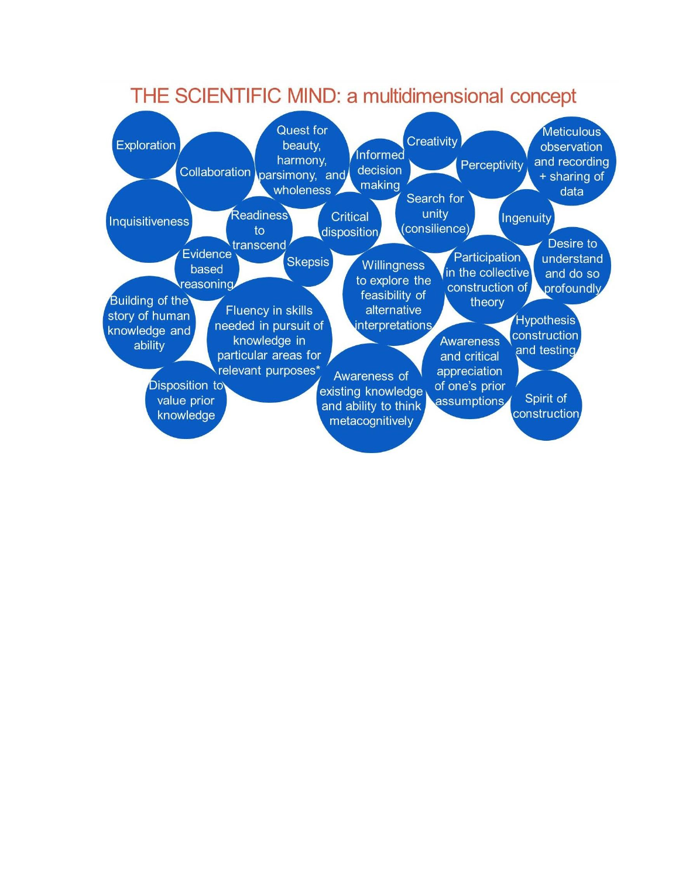# THE SCIENTIFIC MIND: a multidimensional concept

Exploration

Collaboration

Quest for beauty, harmony, parsimony, and wholeness

Informed decision making

Creativity

Perceptivity

Meticulous observation and recording + sharing of data

Inquisitiveness

Readiness to transcend

Critical disposition

Search for unity (consilience)

Ingenuity

Evidence based reasoning

Skepsis

Willingness to explore the feasibility of alternative interpretations

Participation in the collective construction of theory

Desire to understand and do so profoundly

Building of the story of human knowledge and ability

Fluency in skills needed in pursuit of knowledge in particular areas for relevant purposes*

Hypothesis construction and testing

Awareness and critical appreciation of one's prior assumptions

Awareness of existing knowledge and ability to think metacognitively

Disposition to value prior knowledge

Spirit of construction